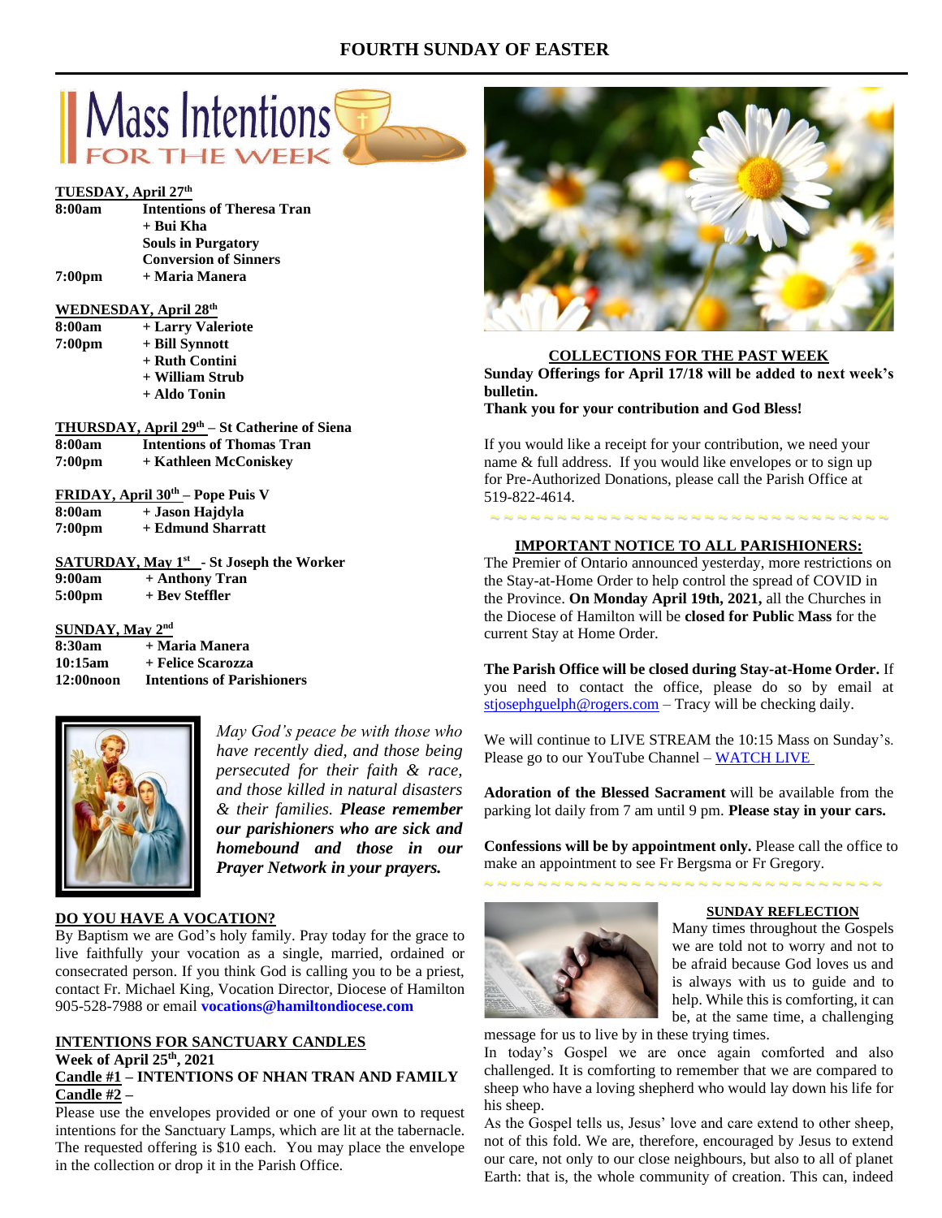# FOURTH SUNDAY OF EASTER

## Mass Intentions FOR THE WEEK

**TUESDAY, April 27th**

| | |
|---|---|
| **8:00am** | **Intentions of Theresa Tran** |
| | **+ Bui Kha** |
| | **Souls in Purgatory** |
| | **Conversion of Sinners** |
| **7:00pm** | **+ Maria Manera** |

**WEDNESDAY, April 28th**

| | |
|---|---|
| **8:00am** | **+ Larry Valeriote** |
| **7:00pm** | **+ Bill Synnott** |
| | **+ Ruth Contini** |
| | **+ William Strub** |
| | **+ Aldo Tonin** |

**THURSDAY, April 29th – St Catherine of Siena**

| | |
|---|---|
| **8:00am** | **Intentions of Thomas Tran** |
| **7:00pm** | **+ Kathleen McConiskey** |

**FRIDAY, April 30th – Pope Puis V**

| | |
|---|---|
| **8:00am** | **+ Jason Hajdyla** |
| **7:00pm** | **+ Edmund Sharratt** |

**SATURDAY, May 1st - St Joseph the Worker**

| | |
|---|---|
| **9:00am** | **+ Anthony Tran** |
| **5:00pm** | **+ Bev Steffler** |

**SUNDAY, May 2nd**

| | |
|---|---|
| **8:30am** | **+ Maria Manera** |
| **10:15am** | **+ Felice Scarozza** |
| **12:00noon** | **Intentions of Parishioners** |

*May God's peace be with those who have recently died, and those being persecuted for their faith & race, and those killed in natural disasters & their families.* ***Please remember our parishioners who are sick and homebound and those in our Prayer Network in your prayers.***

## DO YOU HAVE A VOCATION?

By Baptism we are God's holy family. Pray today for the grace to live faithfully your vocation as a single, married, ordained or consecrated person. If you think God is calling you to be a priest, contact Fr. Michael King, Vocation Director, Diocese of Hamilton 905-528-7988 or email **vocations@hamiltondiocese.com**

## INTENTIONS FOR SANCTUARY CANDLES

**Week of April 25th, 2021**

**Candle #1 – INTENTIONS OF NHAN TRAN AND FAMILY**

**Candle #2 –**

Please use the envelopes provided or one of your own to request intentions for the Sanctuary Lamps, which are lit at the tabernacle. The requested offering is $10 each. You may place the envelope in the collection or drop it in the Parish Office.

## COLLECTIONS FOR THE PAST WEEK

**Sunday Offerings for April 17/18 will be added to next week's bulletin.**

**Thank you for your contribution and God Bless!**

If you would like a receipt for your contribution, we need your name & full address. If you would like envelopes or to sign up for Pre-Authorized Donations, please call the Parish Office at 519-822-4614.

## IMPORTANT NOTICE TO ALL PARISHIONERS:

The Premier of Ontario announced yesterday, more restrictions on the Stay-at-Home Order to help control the spread of COVID in the Province. **On Monday April 19th, 2021,** all the Churches in the Diocese of Hamilton will be **closed for Public Mass** for the current Stay at Home Order.

**The Parish Office will be closed during Stay-at-Home Order.** If you need to contact the office, please do so by email at stjosephguelph@rogers.com – Tracy will be checking daily.

We will continue to LIVE STREAM the 10:15 Mass on Sunday's. Please go to our YouTube Channel – WATCH LIVE

**Adoration of the Blessed Sacrament** will be available from the parking lot daily from 7 am until 9 pm. **Please stay in your cars.**

**Confessions will be by appointment only.** Please call the office to make an appointment to see Fr Bergsma or Fr Gregory.

## SUNDAY REFLECTION

Many times throughout the Gospels we are told not to worry and not to be afraid because God loves us and is always with us to guide and to help. While this is comforting, it can be, at the same time, a challenging message for us to live by in these trying times.

In today's Gospel we are once again comforted and also challenged. It is comforting to remember that we are compared to sheep who have a loving shepherd who would lay down his life for his sheep.

As the Gospel tells us, Jesus' love and care extend to other sheep, not of this fold. We are, therefore, encouraged by Jesus to extend our care, not only to our close neighbours, but also to all of planet Earth: that is, the whole community of creation. This can, indeed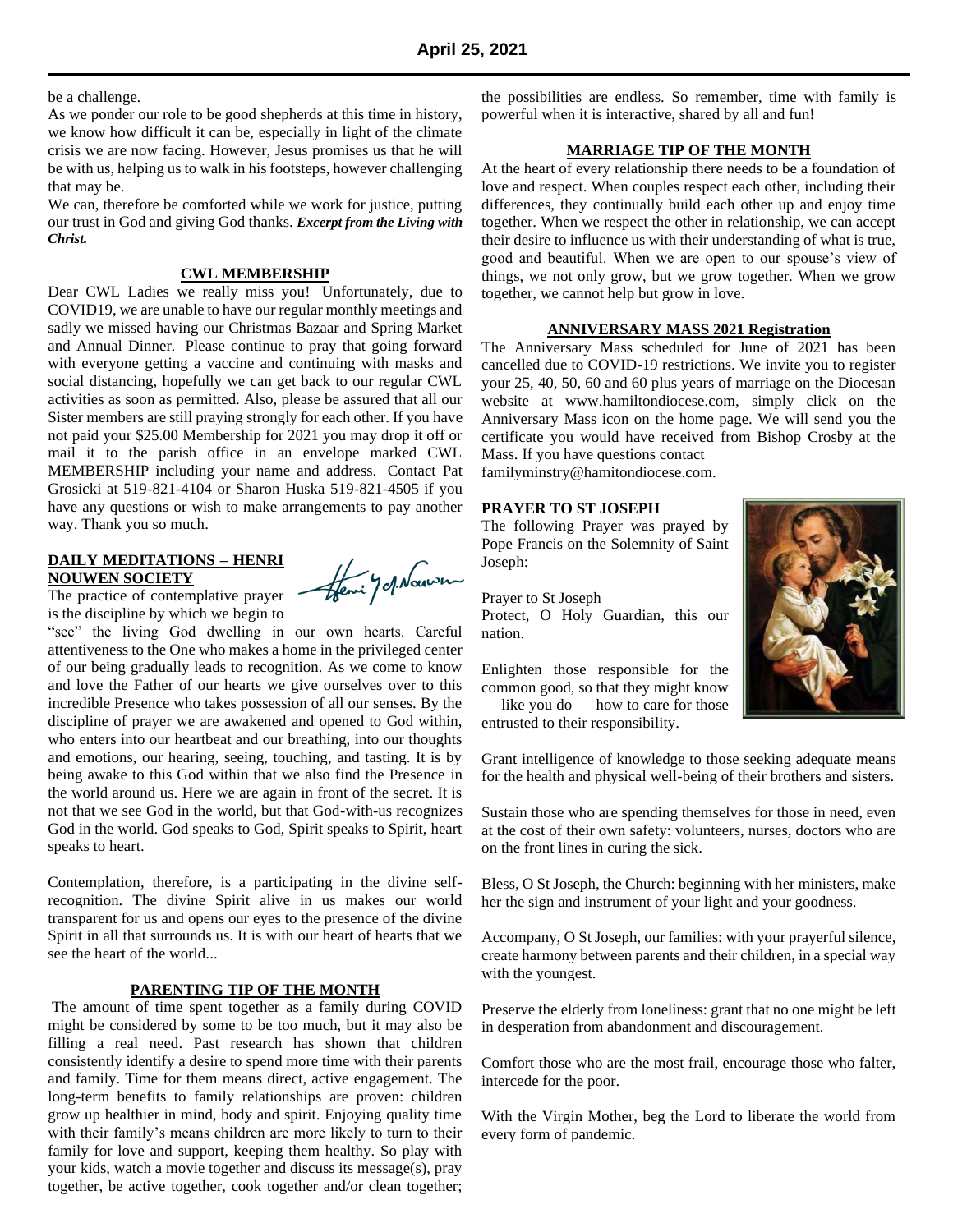be a challenge.

As we ponder our role to be good shepherds at this time in history, we know how difficult it can be, especially in light of the climate crisis we are now facing. However, Jesus promises us that he will be with us, helping us to walk in his footsteps, however challenging that may be.

We can, therefore be comforted while we work for justice, putting our trust in God and giving God thanks. ***Excerpt from the Living with Christ.***

## CWL MEMBERSHIP

Dear CWL Ladies we really miss you! Unfortunately, due to COVID19, we are unable to have our regular monthly meetings and sadly we missed having our Christmas Bazaar and Spring Market and Annual Dinner. Please continue to pray that going forward with everyone getting a vaccine and continuing with masks and social distancing, hopefully we can get back to our regular CWL activities as soon as permitted. Also, please be assured that all our Sister members are still praying strongly for each other. If you have not paid your $25.00 Membership for 2021 you may drop it off or mail it to the parish office in an envelope marked CWL MEMBERSHIP including your name and address. Contact Pat Grosicki at 519-821-4104 or Sharon Huska 519-821-4505 if you have any questions or wish to make arrangements to pay another way. Thank you so much.

## DAILY MEDITATIONS – HENRI NOUWEN SOCIETY

The practice of contemplative prayer is the discipline by which we begin to "see" the living God dwelling in our own hearts. Careful attentiveness to the One who makes a home in the privileged center of our being gradually leads to recognition. As we come to know and love the Father of our hearts we give ourselves over to this incredible Presence who takes possession of all our senses. By the discipline of prayer we are awakened and opened to God within, who enters into our heartbeat and our breathing, into our thoughts and emotions, our hearing, seeing, touching, and tasting. It is by being awake to this God within that we also find the Presence in the world around us. Here we are again in front of the secret. It is not that we see God in the world, but that God-with-us recognizes God in the world. God speaks to God, Spirit speaks to Spirit, heart speaks to heart.

Contemplation, therefore, is a participating in the divine self-recognition. The divine Spirit alive in us makes our world transparent for us and opens our eyes to the presence of the divine Spirit in all that surrounds us. It is with our heart of hearts that we see the heart of the world...

## PARENTING TIP OF THE MONTH

The amount of time spent together as a family during COVID might be considered by some to be too much, but it may also be filling a real need. Past research has shown that children consistently identify a desire to spend more time with their parents and family. Time for them means direct, active engagement. The long-term benefits to family relationships are proven: children grow up healthier in mind, body and spirit. Enjoying quality time with their family's means children are more likely to turn to their family for love and support, keeping them healthy. So play with your kids, watch a movie together and discuss its message(s), pray together, be active together, cook together and/or clean together; the possibilities are endless. So remember, time with family is powerful when it is interactive, shared by all and fun!

## MARRIAGE TIP OF THE MONTH

At the heart of every relationship there needs to be a foundation of love and respect. When couples respect each other, including their differences, they continually build each other up and enjoy time together. When we respect the other in relationship, we can accept their desire to influence us with their understanding of what is true, good and beautiful. When we are open to our spouse's view of things, we not only grow, but we grow together. When we grow together, we cannot help but grow in love.

## ANNIVERSARY MASS 2021 Registration

The Anniversary Mass scheduled for June of 2021 has been cancelled due to COVID-19 restrictions. We invite you to register your 25, 40, 50, 60 and 60 plus years of marriage on the Diocesan website at www.hamiltondiocese.com, simply click on the Anniversary Mass icon on the home page. We will send you the certificate you would have received from Bishop Crosby at the Mass. If you have questions contact familyminstry@hamitondiocese.com.

## PRAYER TO ST JOSEPH

The following Prayer was prayed by Pope Francis on the Solemnity of Saint Joseph:

Prayer to St Joseph

Protect, O Holy Guardian, this our nation.

Enlighten those responsible for the common good, so that they might know — like you do — how to care for those entrusted to their responsibility.

Grant intelligence of knowledge to those seeking adequate means for the health and physical well-being of their brothers and sisters.

Sustain those who are spending themselves for those in need, even at the cost of their own safety: volunteers, nurses, doctors who are on the front lines in curing the sick.

Bless, O St Joseph, the Church: beginning with her ministers, make her the sign and instrument of your light and your goodness.

Accompany, O St Joseph, our families: with your prayerful silence, create harmony between parents and their children, in a special way with the youngest.

Preserve the elderly from loneliness: grant that no one might be left in desperation from abandonment and discouragement.

Comfort those who are the most frail, encourage those who falter, intercede for the poor.

With the Virgin Mother, beg the Lord to liberate the world from every form of pandemic.